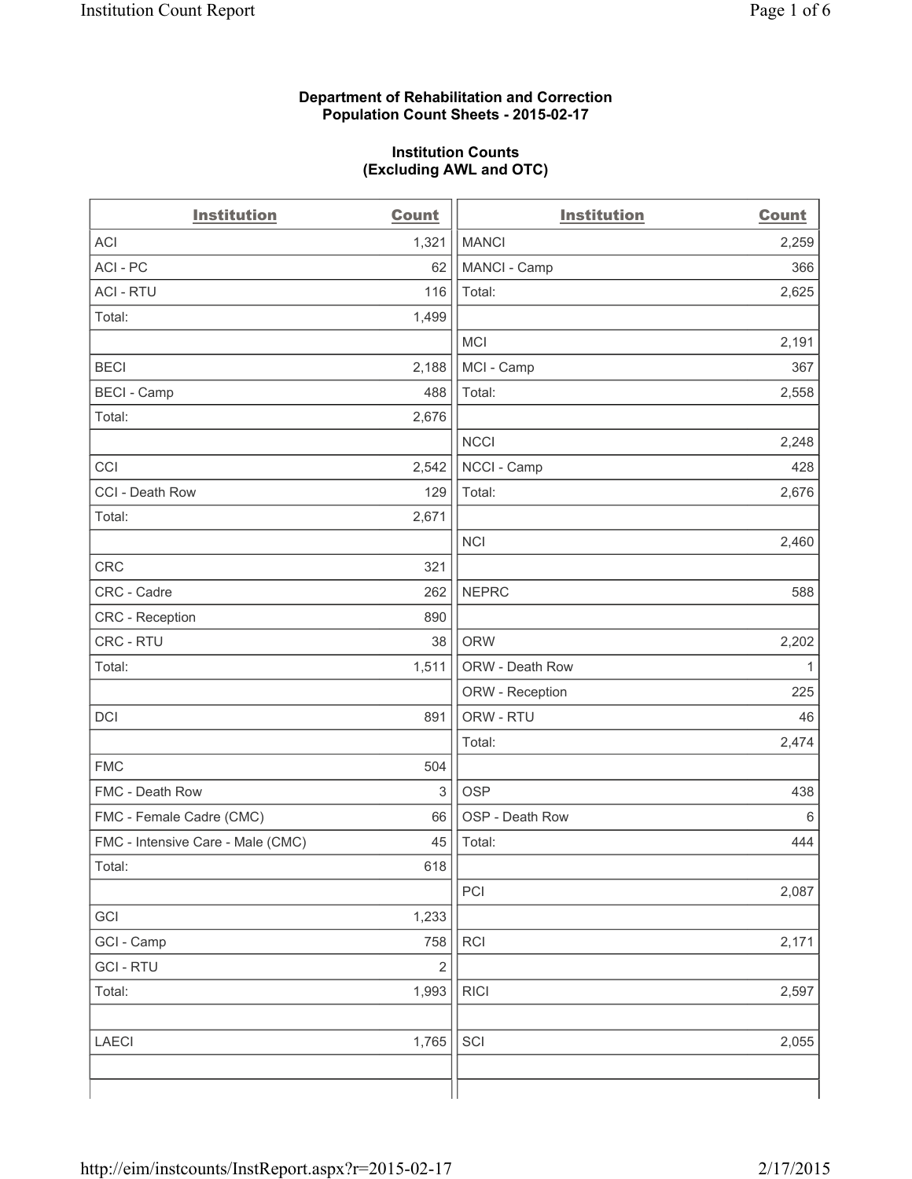**Department of Rehabilitation and Correction**
**Population Count Sheets - 2015-02-17**

**Institution Counts**
**(Excluding AWL and OTC)**

| Institution | Count | Institution | Count |
|---|---|---|---|
| ACI | 1,321 | MANCI | 2,259 |
| ACI - PC | 62 | MANCI - Camp | 366 |
| ACI - RTU | 116 | Total: | 2,625 |
| Total: | 1,499 | | |
| | | MCI | 2,191 |
| BECI | 2,188 | MCI - Camp | 367 |
| BECI - Camp | 488 | Total: | 2,558 |
| Total: | 2,676 | | |
| | | NCCI | 2,248 |
| CCI | 2,542 | NCCI - Camp | 428 |
| CCI - Death Row | 129 | Total: | 2,676 |
| Total: | 2,671 | | |
| | | NCI | 2,460 |
| CRC | 321 | | |
| CRC - Cadre | 262 | NEPRC | 588 |
| CRC - Reception | 890 | | |
| CRC - RTU | 38 | ORW | 2,202 |
| Total: | 1,511 | ORW - Death Row | 1 |
| | | ORW - Reception | 225 |
| DCI | 891 | ORW - RTU | 46 |
| | | Total: | 2,474 |
| FMC | 504 | | |
| FMC - Death Row | 3 | OSP | 438 |
| FMC - Female Cadre (CMC) | 66 | OSP - Death Row | 6 |
| FMC - Intensive Care - Male (CMC) | 45 | Total: | 444 |
| Total: | 618 | | |
| | | PCI | 2,087 |
| GCI | 1,233 | | |
| GCI - Camp | 758 | RCI | 2,171 |
| GCI - RTU | 2 | | |
| Total: | 1,993 | RICI | 2,597 |
| | | | |
| LAECI | 1,765 | SCI | 2,055 |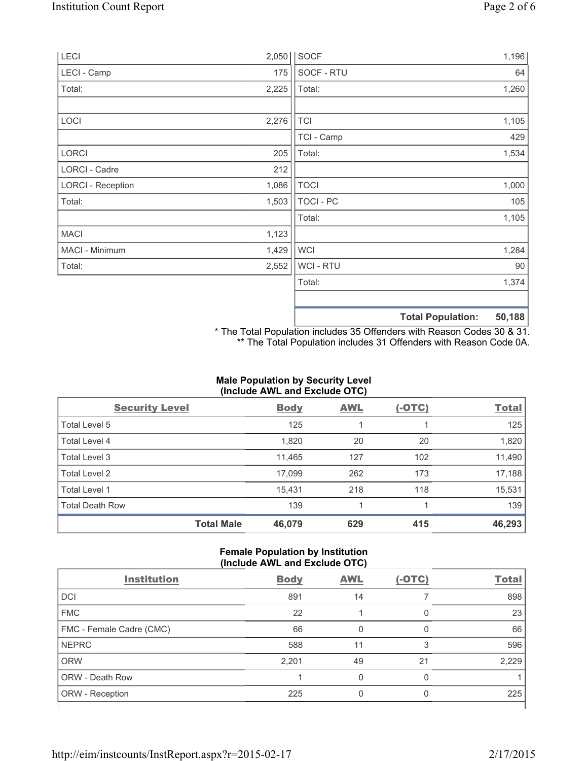| | | | |
|---|---|---|---|
| LECI | 2,050 | SOCF | 1,196 |
| LECI - Camp | 175 | SOCF - RTU | 64 |
| Total: | 2,225 | Total: | 1,260 |
| | | | |
| LOCI | 2,276 | TCI | 1,105 |
| | | TCI - Camp | 429 |
| LORCI | 205 | Total: | 1,534 |
| LORCI - Cadre | 212 | | |
| LORCI - Reception | 1,086 | TOCI | 1,000 |
| Total: | 1,503 | TOCI - PC | 105 |
| | | Total: | 1,105 |
| MACI | 1,123 | | |
| MACI - Minimum | 1,429 | WCI | 1,284 |
| Total: | 2,552 | WCI - RTU | 90 |
| | | Total: | 1,374 |
| | | | |
| | | **Total Population:** | **50,188** |

\* The Total Population includes 35 Offenders with Reason Codes 30 & 31.
\*\* The Total Population includes 31 Offenders with Reason Code 0A.

### Male Population by Security Level (Include AWL and Exclude OTC)

| Security Level | Body | AWL | (-OTC) | Total |
|---|---|---|---|---|
| Total Level 5 | 125 | 1 | 1 | 125 |
| Total Level 4 | 1,820 | 20 | 20 | 1,820 |
| Total Level 3 | 11,465 | 127 | 102 | 11,490 |
| Total Level 2 | 17,099 | 262 | 173 | 17,188 |
| Total Level 1 | 15,431 | 218 | 118 | 15,531 |
| Total Death Row | 139 | 1 | 1 | 139 |
| **Total Male** | **46,079** | **629** | **415** | **46,293** |

### Female Population by Institution (Include AWL and Exclude OTC)

| Institution | Body | AWL | (-OTC) | Total |
|---|---|---|---|---|
| DCI | 891 | 14 | 7 | 898 |
| FMC | 22 | 1 | 0 | 23 |
| FMC - Female Cadre (CMC) | 66 | 0 | 0 | 66 |
| NEPRC | 588 | 11 | 3 | 596 |
| ORW | 2,201 | 49 | 21 | 2,229 |
| ORW - Death Row | 1 | 0 | 0 | 1 |
| ORW - Reception | 225 | 0 | 0 | 225 |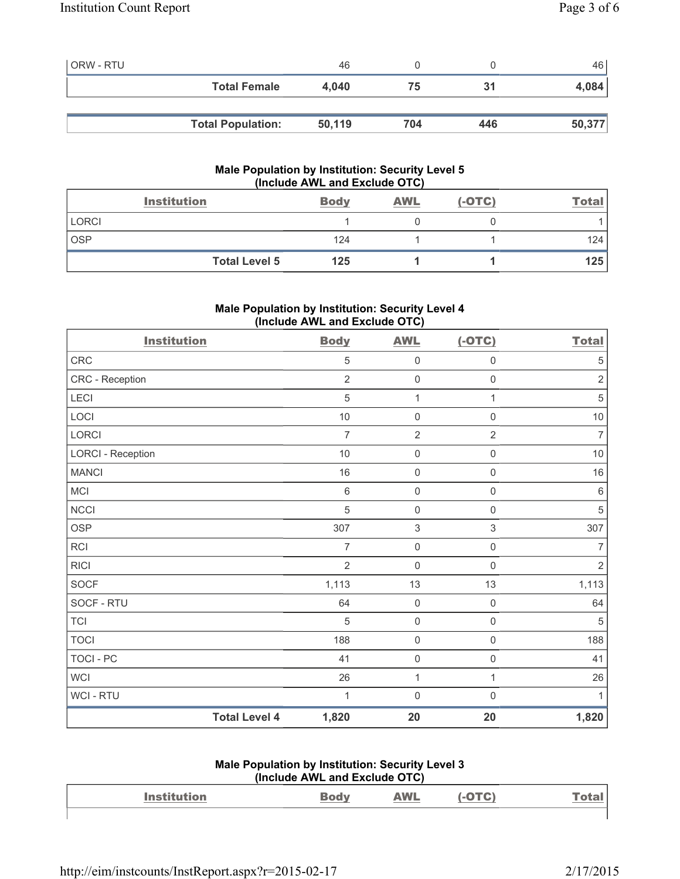| | | | | |
|---|---|---|---|---|
| ORW - RTU | 46 | 0 | 0 | 46 |
| **Total Female** | **4,040** | **75** | **31** | **4,084** |
| **Total Population:** | **50,119** | **704** | **446** | **50,377** |

### Male Population by Institution: Security Level 5 (Include AWL and Exclude OTC)

| Institution | Body | AWL | (-OTC) | Total |
|---|---|---|---|---|
| LORCI | 1 | 0 | 0 | 1 |
| OSP | 124 | 1 | 1 | 124 |
| **Total Level 5** | **125** | **1** | **1** | **125** |

### Male Population by Institution: Security Level 4 (Include AWL and Exclude OTC)

| Institution | Body | AWL | (-OTC) | Total |
|---|---|---|---|---|
| CRC | 5 | 0 | 0 | 5 |
| CRC - Reception | 2 | 0 | 0 | 2 |
| LECI | 5 | 1 | 1 | 5 |
| LOCI | 10 | 0 | 0 | 10 |
| LORCI | 7 | 2 | 2 | 7 |
| LORCI - Reception | 10 | 0 | 0 | 10 |
| MANCI | 16 | 0 | 0 | 16 |
| MCI | 6 | 0 | 0 | 6 |
| NCCI | 5 | 0 | 0 | 5 |
| OSP | 307 | 3 | 3 | 307 |
| RCI | 7 | 0 | 0 | 7 |
| RICI | 2 | 0 | 0 | 2 |
| SOCF | 1,113 | 13 | 13 | 1,113 |
| SOCF - RTU | 64 | 0 | 0 | 64 |
| TCI | 5 | 0 | 0 | 5 |
| TOCI | 188 | 0 | 0 | 188 |
| TOCI - PC | 41 | 0 | 0 | 41 |
| WCI | 26 | 1 | 1 | 26 |
| WCI - RTU | 1 | 0 | 0 | 1 |
| **Total Level 4** | **1,820** | **20** | **20** | **1,820** |

### Male Population by Institution: Security Level 3 (Include AWL and Exclude OTC)

| Institution | Body | AWL | (-OTC) | Total |
|---|---|---|---|---|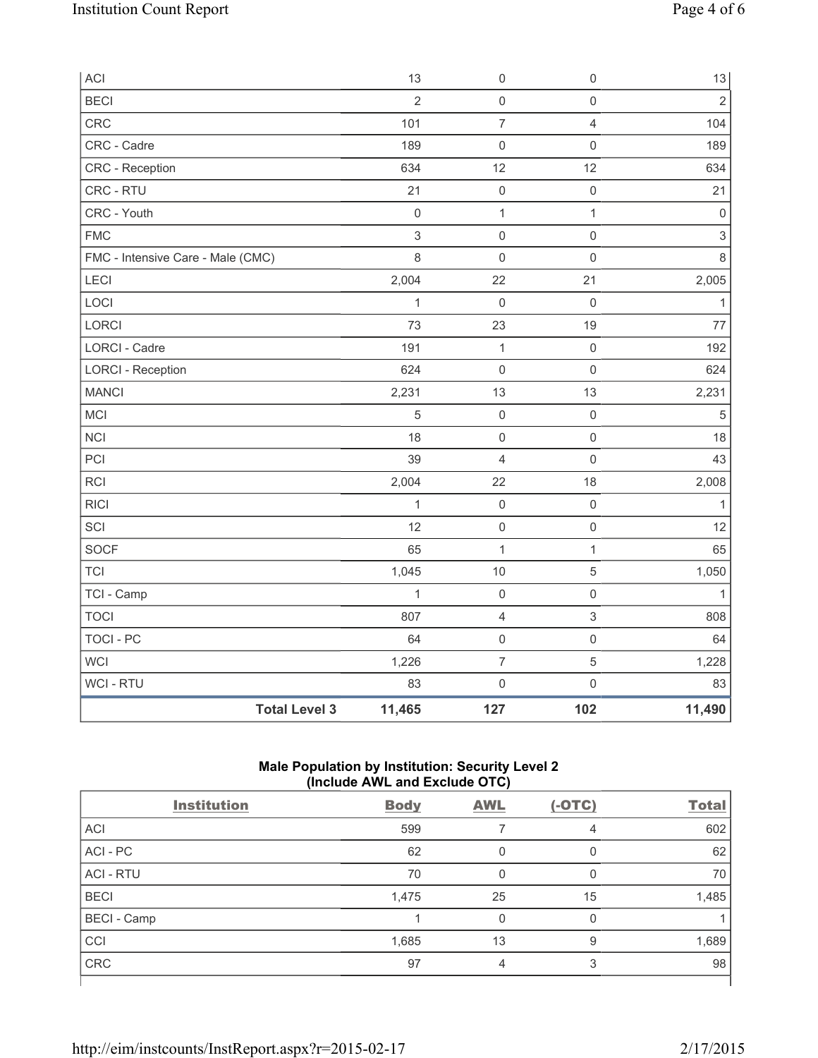| | | | | |
|---|---|---|---|---|
| ACI | 13 | 0 | 0 | 13 |
| BECI | 2 | 0 | 0 | 2 |
| CRC | 101 | 7 | 4 | 104 |
| CRC - Cadre | 189 | 0 | 0 | 189 |
| CRC - Reception | 634 | 12 | 12 | 634 |
| CRC - RTU | 21 | 0 | 0 | 21 |
| CRC - Youth | 0 | 1 | 1 | 0 |
| FMC | 3 | 0 | 0 | 3 |
| FMC - Intensive Care - Male (CMC) | 8 | 0 | 0 | 8 |
| LECI | 2,004 | 22 | 21 | 2,005 |
| LOCI | 1 | 0 | 0 | 1 |
| LORCI | 73 | 23 | 19 | 77 |
| LORCI - Cadre | 191 | 1 | 0 | 192 |
| LORCI - Reception | 624 | 0 | 0 | 624 |
| MANCI | 2,231 | 13 | 13 | 2,231 |
| MCI | 5 | 0 | 0 | 5 |
| NCI | 18 | 0 | 0 | 18 |
| PCI | 39 | 4 | 0 | 43 |
| RCI | 2,004 | 22 | 18 | 2,008 |
| RICI | 1 | 0 | 0 | 1 |
| SCI | 12 | 0 | 0 | 12 |
| SOCF | 65 | 1 | 1 | 65 |
| TCI | 1,045 | 10 | 5 | 1,050 |
| TCI - Camp | 1 | 0 | 0 | 1 |
| TOCI | 807 | 4 | 3 | 808 |
| TOCI - PC | 64 | 0 | 0 | 64 |
| WCI | 1,226 | 7 | 5 | 1,228 |
| WCI - RTU | 83 | 0 | 0 | 83 |
| **Total Level 3** | **11,465** | **127** | **102** | **11,490** |

**Male Population by Institution: Security Level 2 (Include AWL and Exclude OTC)**

| Institution | Body | AWL | (-OTC) | Total |
|---|---|---|---|---|
| ACI | 599 | 7 | 4 | 602 |
| ACI - PC | 62 | 0 | 0 | 62 |
| ACI - RTU | 70 | 0 | 0 | 70 |
| BECI | 1,475 | 25 | 15 | 1,485 |
| BECI - Camp | 1 | 0 | 0 | 1 |
| CCI | 1,685 | 13 | 9 | 1,689 |
| CRC | 97 | 4 | 3 | 98 |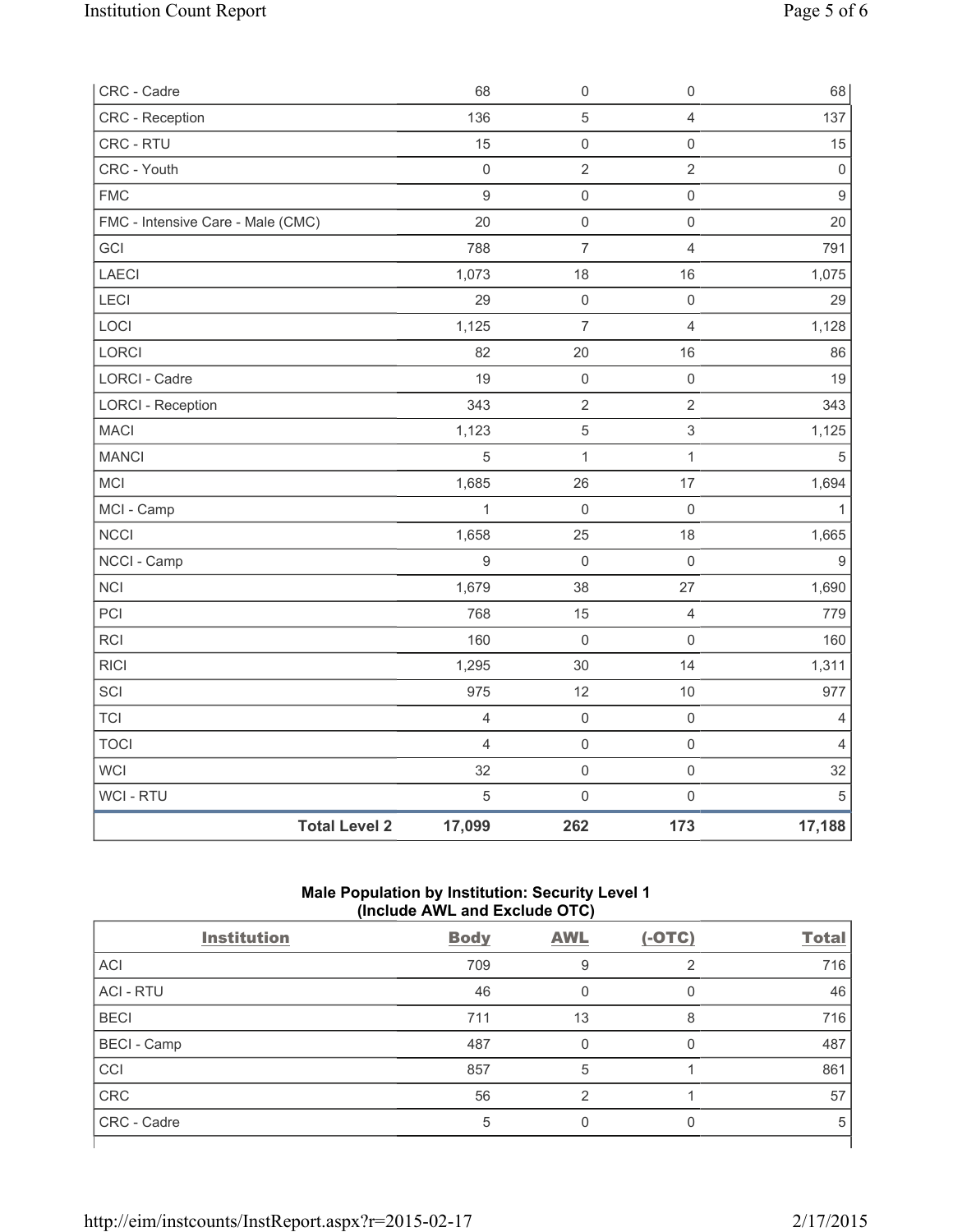| | | | | |
|---|---|---|---|---|
| CRC - Cadre | 68 | 0 | 0 | 68 |
| CRC - Reception | 136 | 5 | 4 | 137 |
| CRC - RTU | 15 | 0 | 0 | 15 |
| CRC - Youth | 0 | 2 | 2 | 0 |
| FMC | 9 | 0 | 0 | 9 |
| FMC - Intensive Care - Male (CMC) | 20 | 0 | 0 | 20 |
| GCI | 788 | 7 | 4 | 791 |
| LAECI | 1,073 | 18 | 16 | 1,075 |
| LECI | 29 | 0 | 0 | 29 |
| LOCI | 1,125 | 7 | 4 | 1,128 |
| LORCI | 82 | 20 | 16 | 86 |
| LORCI - Cadre | 19 | 0 | 0 | 19 |
| LORCI - Reception | 343 | 2 | 2 | 343 |
| MACI | 1,123 | 5 | 3 | 1,125 |
| MANCI | 5 | 1 | 1 | 5 |
| MCI | 1,685 | 26 | 17 | 1,694 |
| MCI - Camp | 1 | 0 | 0 | 1 |
| NCCI | 1,658 | 25 | 18 | 1,665 |
| NCCI - Camp | 9 | 0 | 0 | 9 |
| NCI | 1,679 | 38 | 27 | 1,690 |
| PCI | 768 | 15 | 4 | 779 |
| RCI | 160 | 0 | 0 | 160 |
| RICI | 1,295 | 30 | 14 | 1,311 |
| SCI | 975 | 12 | 10 | 977 |
| TCI | 4 | 0 | 0 | 4 |
| TOCI | 4 | 0 | 0 | 4 |
| WCI | 32 | 0 | 0 | 32 |
| WCI - RTU | 5 | 0 | 0 | 5 |
| **Total Level 2** | **17,099** | **262** | **173** | **17,188** |

**Male Population by Institution: Security Level 1 (Include AWL and Exclude OTC)**

| Institution | Body | AWL | (-OTC) | Total |
|---|---|---|---|---|
| ACI | 709 | 9 | 2 | 716 |
| ACI - RTU | 46 | 0 | 0 | 46 |
| BECI | 711 | 13 | 8 | 716 |
| BECI - Camp | 487 | 0 | 0 | 487 |
| CCI | 857 | 5 | 1 | 861 |
| CRC | 56 | 2 | 1 | 57 |
| CRC - Cadre | 5 | 0 | 0 | 5 |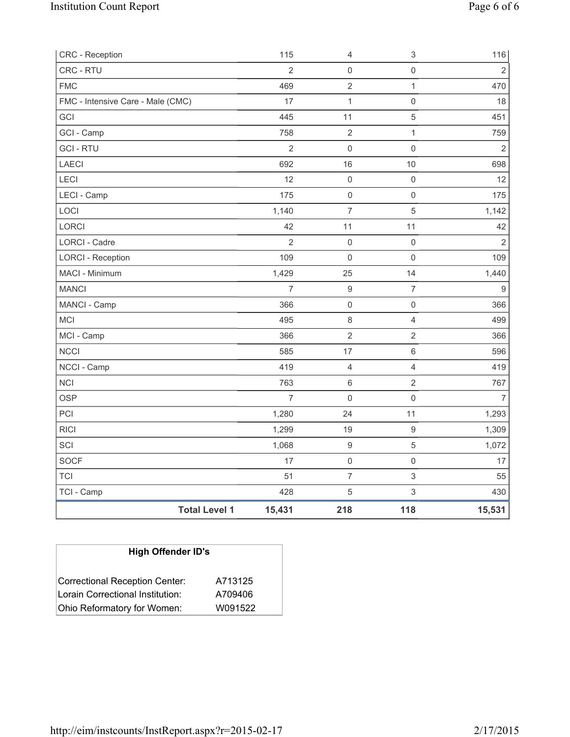| | | | | |
|---|---|---|---|---|
| CRC - Reception | 115 | 4 | 3 | 116 |
| CRC - RTU | 2 | 0 | 0 | 2 |
| FMC | 469 | 2 | 1 | 470 |
| FMC - Intensive Care - Male (CMC) | 17 | 1 | 0 | 18 |
| GCI | 445 | 11 | 5 | 451 |
| GCI - Camp | 758 | 2 | 1 | 759 |
| GCI - RTU | 2 | 0 | 0 | 2 |
| LAECI | 692 | 16 | 10 | 698 |
| LECI | 12 | 0 | 0 | 12 |
| LECI - Camp | 175 | 0 | 0 | 175 |
| LOCI | 1,140 | 7 | 5 | 1,142 |
| LORCI | 42 | 11 | 11 | 42 |
| LORCI - Cadre | 2 | 0 | 0 | 2 |
| LORCI - Reception | 109 | 0 | 0 | 109 |
| MACI - Minimum | 1,429 | 25 | 14 | 1,440 |
| MANCI | 7 | 9 | 7 | 9 |
| MANCI - Camp | 366 | 0 | 0 | 366 |
| MCI | 495 | 8 | 4 | 499 |
| MCI - Camp | 366 | 2 | 2 | 366 |
| NCCI | 585 | 17 | 6 | 596 |
| NCCI - Camp | 419 | 4 | 4 | 419 |
| NCI | 763 | 6 | 2 | 767 |
| OSP | 7 | 0 | 0 | 7 |
| PCI | 1,280 | 24 | 11 | 1,293 |
| RICI | 1,299 | 19 | 9 | 1,309 |
| SCI | 1,068 | 9 | 5 | 1,072 |
| SOCF | 17 | 0 | 0 | 17 |
| TCI | 51 | 7 | 3 | 55 |
| TCI - Camp | 428 | 5 | 3 | 430 |
| **Total Level 1** | **15,431** | **218** | **118** | **15,531** |

| **High Offender ID's** | |
|---|---|
| Correctional Reception Center: | A713125 |
| Lorain Correctional Institution: | A709406 |
| Ohio Reformatory for Women: | W091522 |